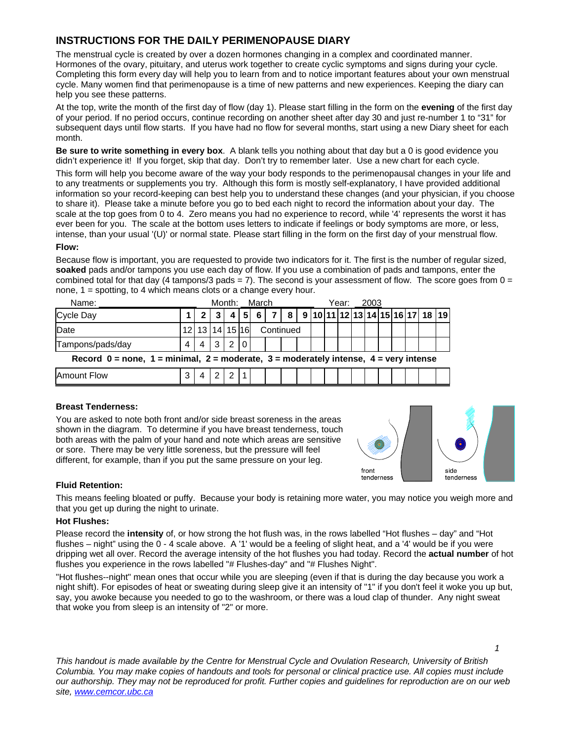## INSTRUCTIONS FOR THE DAILY PERIMENOPAUSE DIARY

The menstrual cycle is created by over a dozen hormones changing in a complex and coordinated manner. Hormones of the ovary, pituitary, and uterus work together to create cyclic symptoms and signs during your cycle. Completing this form every day will help you to learn from and to notice important features about your own menstrual cycle. Many women find that perimenopause is a time of new patterns and new experiences. Keeping the diary can help you see these patterns.

At the top, write the month of the first day of flow (day 1). Please start filling in the form on the **evening** of the first day of your period. If no period occurs, continue recording on another sheet after day 30 and just re-number 1 to "31" for subsequent days until flow starts. If you have had no flow for several months, start using a new Diary sheet for each month.

**Be sure to write something in every box**. A blank tells you nothing about that day but a 0 is good evidence you didn't experience it! If you forget, skip that day. Don't try to remember later. Use a new chart for each cycle.

This form will help you become aware of the way your body responds to the perimenopausal changes in your life and to any treatments or supplements you try. Although this form is mostly self-explanatory, I have provided additional information so your record-keeping can best help you to understand these changes (and your physician, if you choose to share it). Please take a minute before you go to bed each night to record the information about your day. The scale at the top goes from 0 to 4. Zero means you had no experience to record, while '4' represents the worst it has ever been for you. The scale at the bottom uses letters to indicate if feelings or body symptoms are more, or less, intense, than your usual '(U)' or normal state. Please start filling in the form on the first day of your menstrual flow.

#### Flow:

Because flow is important, you are requested to provide two indicators for it. The first is the number of regular sized, **soaked** pads and/or tampons you use each day of flow. If you use a combination of pads and tampons, enter the combined total for that day (4 tampons/3 pads = 7). The second is your assessment of flow. The score goes from 0 = none, 1 = spotting, to 4 which means clots or a change every hour.

Name: Month: March Year: 2003

| Cycle Day | 1 | 2 | 3 | 4 | 5 | 6 | 7 | 8 | 9 | 10 | 11 | 12 | 13 | 14 | 15 | 16 | 17 | 18 | 19 |
|---|---|---|---|---|---|---|---|---|---|---|---|---|---|---|---|---|---|---|---|
| Date | 12 | 13 | 14 | 15 | 16 | Continued | | | | | | | | | | | | | |
| Tampons/pads/day | 4 | 4 | 3 | 2 | 0 | | | | | | | | | | | | | | |
| **Record 0 = none, 1 = minimal, 2 = moderate, 3 = moderately intense, 4 = very intense** | | | | | | | | | | | | | | | | | | | |
| Amount Flow | 3 | 4 | 2 | 2 | 1 | | | | | | | | | | | | | | |

#### Breast Tenderness:

You are asked to note both front and/or side breast soreness in the areas shown in the diagram. To determine if you have breast tenderness, touch both areas with the palm of your hand and note which areas are sensitive or sore. There may be very little soreness, but the pressure will feel different, for example, than if you put the same pressure on your leg.

front tenderness side tenderness

#### Fluid Retention:

This means feeling bloated or puffy. Because your body is retaining more water, you may notice you weigh more and that you get up during the night to urinate.

#### Hot Flushes:

Please record the **intensity** of, or how strong the hot flush was, in the rows labelled "Hot flushes – day" and "Hot flushes – night" using the 0 - 4 scale above. A '1' would be a feeling of slight heat, and a '4' would be if you were dripping wet all over. Record the average intensity of the hot flushes you had today. Record the **actual number** of hot flushes you experience in the rows labelled "# Flushes-day" and "# Flushes Night".

"Hot flushes--night" mean ones that occur while you are sleeping (even if that is during the day because you work a night shift). For episodes of heat or sweating during sleep give it an intensity of "1" if you don't feel it woke you up but, say, you awoke because you needed to go to the washroom, or there was a loud clap of thunder. Any night sweat that woke you from sleep is an intensity of "2" or more.

*This handout is made available by the Centre for Menstrual Cycle and Ovulation Research, University of British Columbia. You may make copies of handouts and tools for personal or clinical practice use. All copies must include our authorship. They may not be reproduced for profit. Further copies and guidelines for reproduction are on our web site, [www.cemcor.ubc.ca](www.cemcor.ubc.ca)*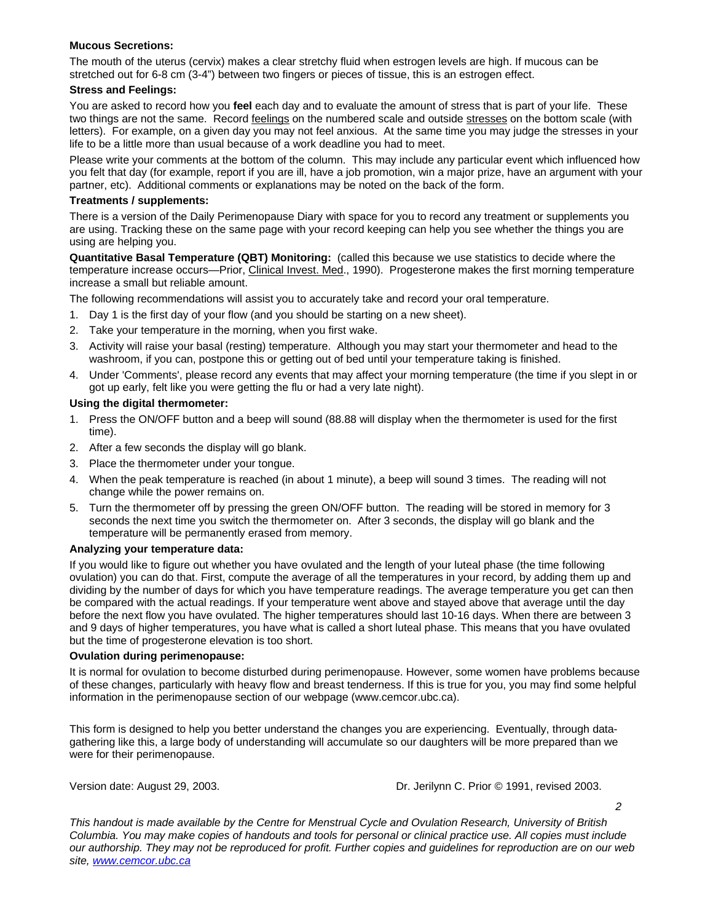**Mucous Secretions:**

The mouth of the uterus (cervix) makes a clear stretchy fluid when estrogen levels are high. If mucous can be stretched out for 6-8 cm (3-4") between two fingers or pieces of tissue, this is an estrogen effect.

**Stress and Feelings:**

You are asked to record how you **feel** each day and to evaluate the amount of stress that is part of your life. These two things are not the same. Record feelings on the numbered scale and outside stresses on the bottom scale (with letters). For example, on a given day you may not feel anxious. At the same time you may judge the stresses in your life to be a little more than usual because of a work deadline you had to meet.

Please write your comments at the bottom of the column. This may include any particular event which influenced how you felt that day (for example, report if you are ill, have a job promotion, win a major prize, have an argument with your partner, etc). Additional comments or explanations may be noted on the back of the form.

**Treatments / supplements:**

There is a version of the Daily Perimenopause Diary with space for you to record any treatment or supplements you are using. Tracking these on the same page with your record keeping can help you see whether the things you are using are helping you.

**Quantitative Basal Temperature (QBT) Monitoring:** (called this because we use statistics to decide where the temperature increase occurs—Prior, Clinical Invest. Med., 1990). Progesterone makes the first morning temperature increase a small but reliable amount.

The following recommendations will assist you to accurately take and record your oral temperature.

1. Day 1 is the first day of your flow (and you should be starting on a new sheet).
2. Take your temperature in the morning, when you first wake.
3. Activity will raise your basal (resting) temperature. Although you may start your thermometer and head to the washroom, if you can, postpone this or getting out of bed until your temperature taking is finished.
4. Under 'Comments', please record any events that may affect your morning temperature (the time if you slept in or got up early, felt like you were getting the flu or had a very late night).

**Using the digital thermometer:**

1. Press the ON/OFF button and a beep will sound (88.88 will display when the thermometer is used for the first time).
2. After a few seconds the display will go blank.
3. Place the thermometer under your tongue.
4. When the peak temperature is reached (in about 1 minute), a beep will sound 3 times. The reading will not change while the power remains on.
5. Turn the thermometer off by pressing the green ON/OFF button. The reading will be stored in memory for 3 seconds the next time you switch the thermometer on. After 3 seconds, the display will go blank and the temperature will be permanently erased from memory.

**Analyzing your temperature data:**

If you would like to figure out whether you have ovulated and the length of your luteal phase (the time following ovulation) you can do that. First, compute the average of all the temperatures in your record, by adding them up and dividing by the number of days for which you have temperature readings. The average temperature you get can then be compared with the actual readings. If your temperature went above and stayed above that average until the day before the next flow you have ovulated. The higher temperatures should last 10-16 days. When there are between 3 and 9 days of higher temperatures, you have what is called a short luteal phase. This means that you have ovulated but the time of progesterone elevation is too short.

**Ovulation during perimenopause:**

It is normal for ovulation to become disturbed during perimenopause. However, some women have problems because of these changes, particularly with heavy flow and breast tenderness. If this is true for you, you may find some helpful information in the perimenopause section of our webpage (www.cemcor.ubc.ca).

This form is designed to help you better understand the changes you are experiencing. Eventually, through data-gathering like this, a large body of understanding will accumulate so our daughters will be more prepared than we were for their perimenopause.

Version date: August 29, 2003.

Dr. Jerilynn C. Prior © 1991, revised 2003.

*This handout is made available by the Centre for Menstrual Cycle and Ovulation Research, University of British Columbia. You may make copies of handouts and tools for personal or clinical practice use. All copies must include our authorship. They may not be reproduced for profit. Further copies and guidelines for reproduction are on our web site, www.cemcor.ubc.ca*